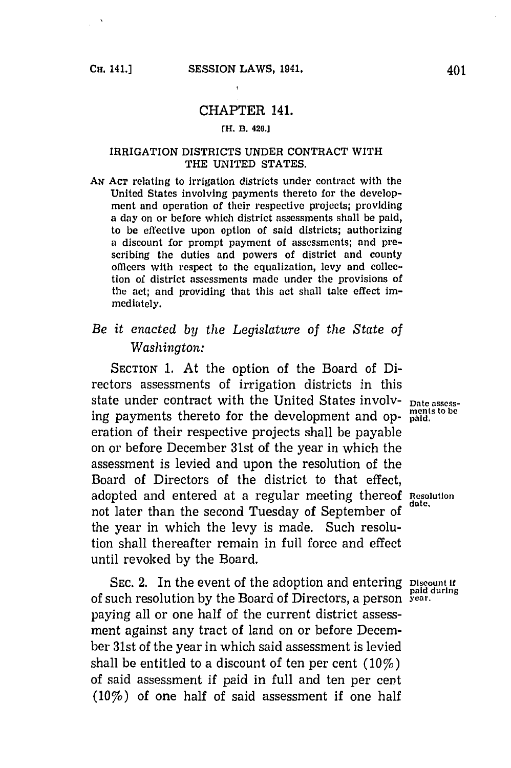## CHAPTER 141.

[H. B. 426.]

### IRRIGATION DISTRICTS UNDER CONTRACT WITH THE UNITED STATES.

AN ACT relating to irrigation districts under contract with the United States involving payments thereto for the development and operation of their respective projects; providing a day on or before which district assessments shall be paid, to be effective upon option of said districts; authorizing a discount for prompt payment of assessments; and prescribing the duties and powers of district and county officers with respect to the equalization, levy and collection of district assessments made under the provisions of the act; and providing that this act shall take effect immediately.

*Be it enacted by the Legislature of the State of Washington:*

SECTION 1. At the option of the Board of Directors assessments of irrigation districts in this state under contract with the United States involving payments thereto for the development and operation of their respective projects shall be payable on or before December 31st of the year in which the assessment is levied and upon the resolution of the Board of Directors of the district to that effect, adopted and entered at a regular meeting thereof not later than the second Tuesday of September of the year in which the levy is made. Such resolution shall thereafter remain in full force and effect until revoked by the Board.

Date assessments to be paid.

Resolution date.

SEC. 2. In the event of the adoption and entering of such resolution by the Board of Directors, a person paying all or one half of the current district assessment against any tract of land on or before December 31st of the year in which said assessment is levied shall be entitled to a discount of ten per cent (10%) of said assessment if paid in full and ten per cent (10%) of one half of said assessment if one half

Discount if paid during year.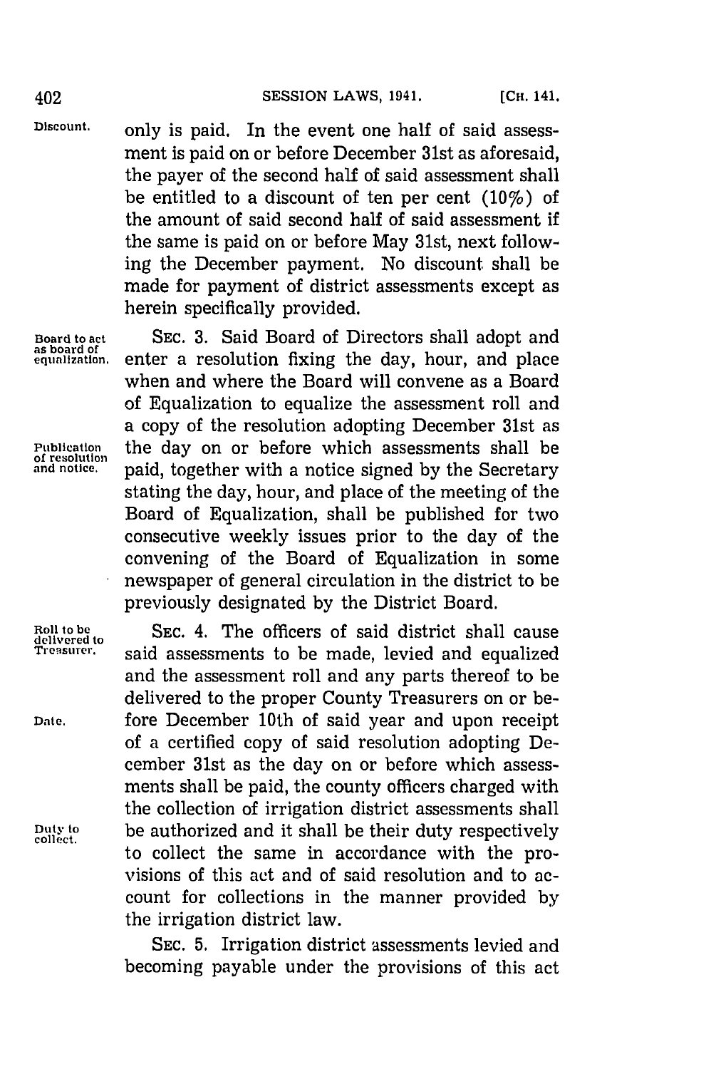only is paid. In the event one half of said assessment is paid on or before December 31st as aforesaid, the payer of the second half of said assessment shall be entitled to a discount of ten per cent (10%) of the amount of said second half of said assessment if the same is paid on or before May 31st, next following the December payment. No discount shall be made for payment of district assessments except as herein specifically provided.

SEC. 3. Said Board of Directors shall adopt and enter a resolution fixing the day, hour, and place when and where the Board will convene as a Board of Equalization to equalize the assessment roll and a copy of the resolution adopting December 31st as the day on or before which assessments shall be paid, together with a notice signed by the Secretary stating the day, hour, and place of the meeting of the Board of Equalization, shall be published for two consecutive weekly issues prior to the day of the convening of the Board of Equalization in some newspaper of general circulation in the district to be previously designated by the District Board.

SEC. 4. The officers of said district shall cause said assessments to be made, levied and equalized and the assessment roll and any parts thereof to be delivered to the proper County Treasurers on or before December 10th of said year and upon receipt of a certified copy of said resolution adopting December 31st as the day on or before which assessments shall be paid, the county officers charged with the collection of irrigation district assessments shall be authorized and it shall be their duty respectively to collect the same in accordance with the provisions of this act and of said resolution and to account for collections in the manner provided by the irrigation district law.

SEC. 5. Irrigation district assessments levied and becoming payable under the provisions of this act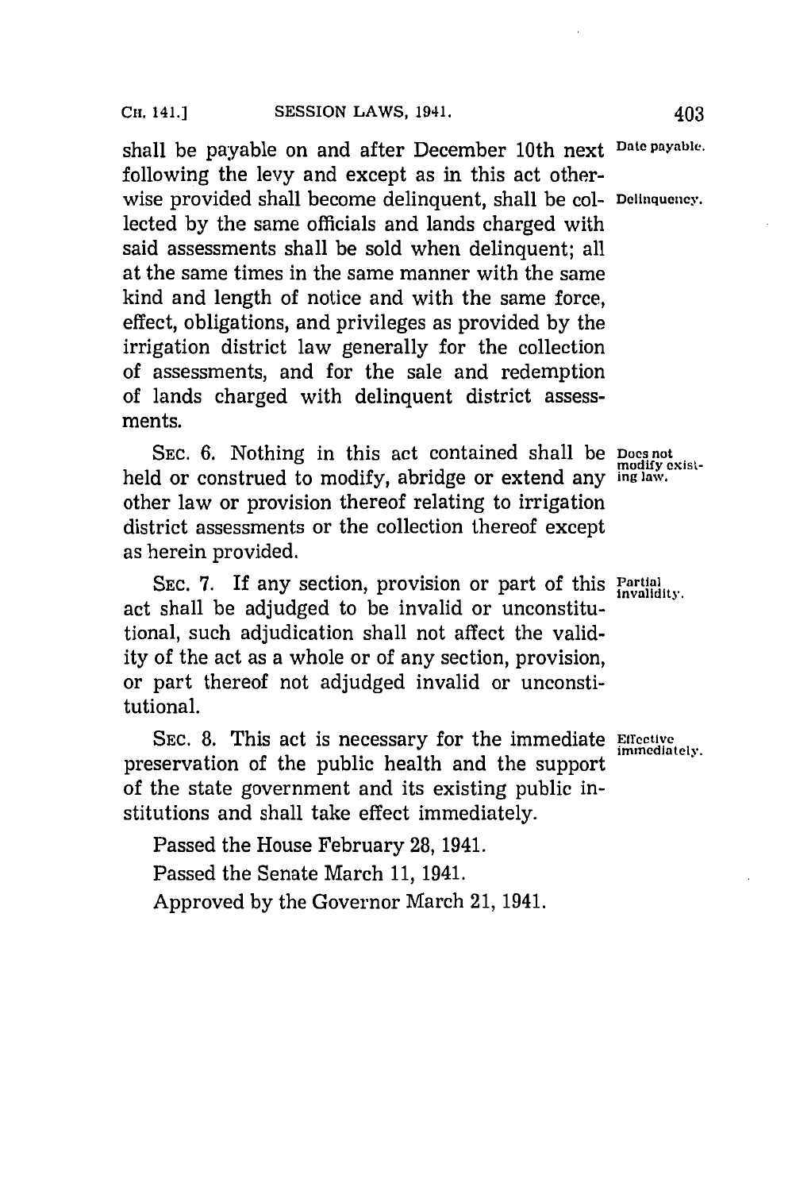shall be payable on and after December 10th next following the levy and except as in this act otherwise provided shall become delinquent, shall be collected by the same officials and lands charged with said assessments shall be sold when delinquent; all at the same times in the same manner with the same kind and length of notice and with the same force, effect, obligations, and privileges as provided by the irrigation district law generally for the collection of assessments, and for the sale and redemption of lands charged with delinquent district assessments.

Date payable.

Delinquency.

SEC. 6. Nothing in this act contained shall be held or construed to modify, abridge or extend any other law or provision thereof relating to irrigation district assessments or the collection thereof except as herein provided.

Does not modify existing law.

SEC. 7. If any section, provision or part of this act shall be adjudged to be invalid or unconstitutional, such adjudication shall not affect the validity of the act as a whole or of any section, provision, or part thereof not adjudged invalid or unconstitutional.

Partial invalidity.

SEC. 8. This act is necessary for the immediate preservation of the public health and the support of the state government and its existing public institutions and shall take effect immediately.

Effective immediately.

Passed the House February 28, 1941.

Passed the Senate March 11, 1941.

Approved by the Governor March 21, 1941.